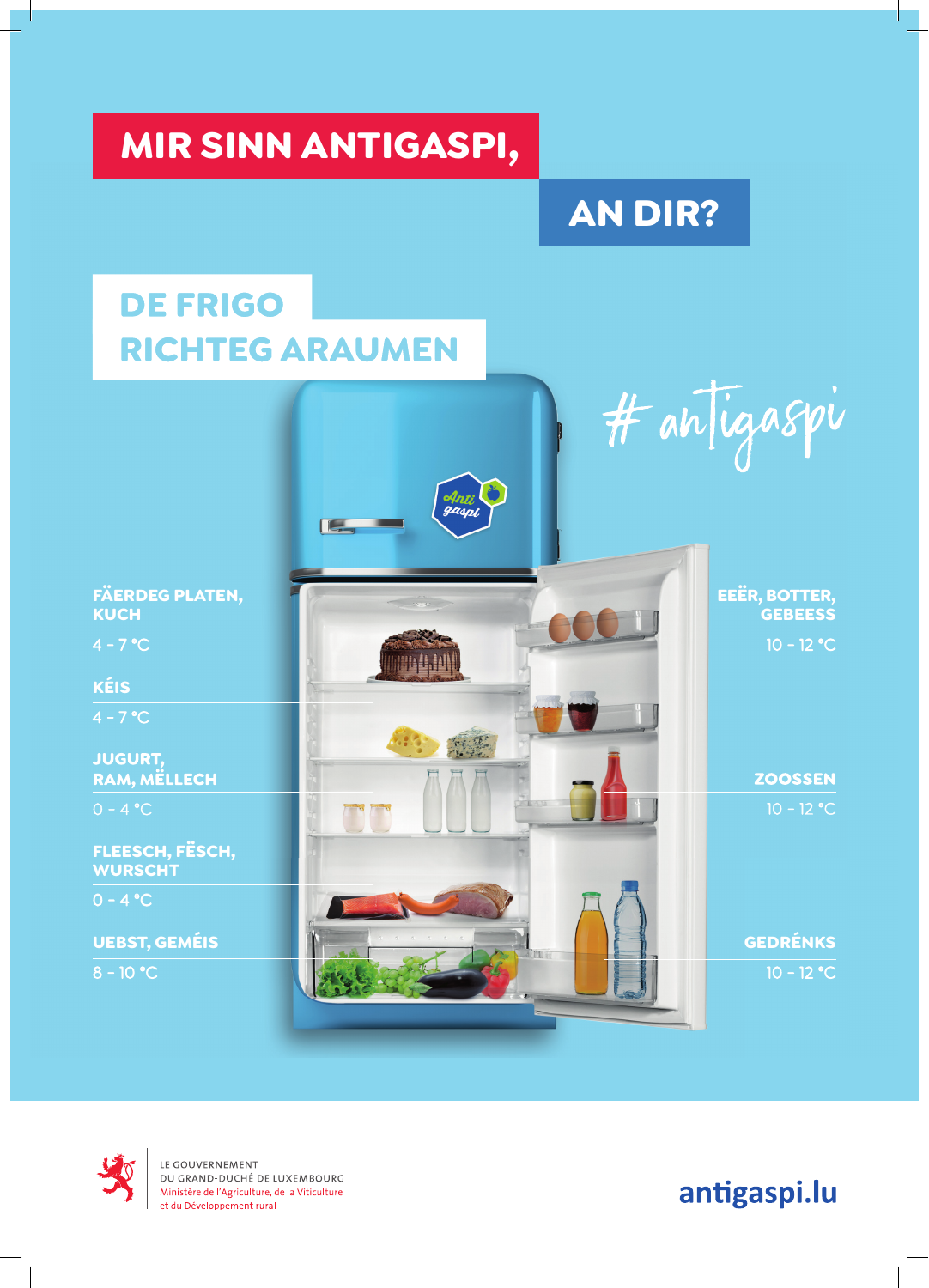# MIR SINN ANTIGASPI,

## AN DIR?

## DE FRIGO RICHTEG ARAUMEN

# antigaspi

**FÄERDEG PLATEN, KUCH**
4 - 7 °C

**KÉIS**
4 - 7 °C

**JUGURT, RAM, MËLLECH**
0 - 4 °C

**FLEESCH, FËSCH, WURSCHT**
0 - 4 °C

**UEBST, GEMÉIS**
8 - 10 °C

**EEËR, BOTTER, GEBEESS**
10 - 12 °C

**ZOOSSEN**
10 - 12 °C

**GEDRÉNKS**
10 - 12 °C

LE GOUVERNEMENT
DU GRAND-DUCHÉ DE LUXEMBOURG
Ministère de l'Agriculture, de la Viticulture
et du Développement rural

antigaspi.lu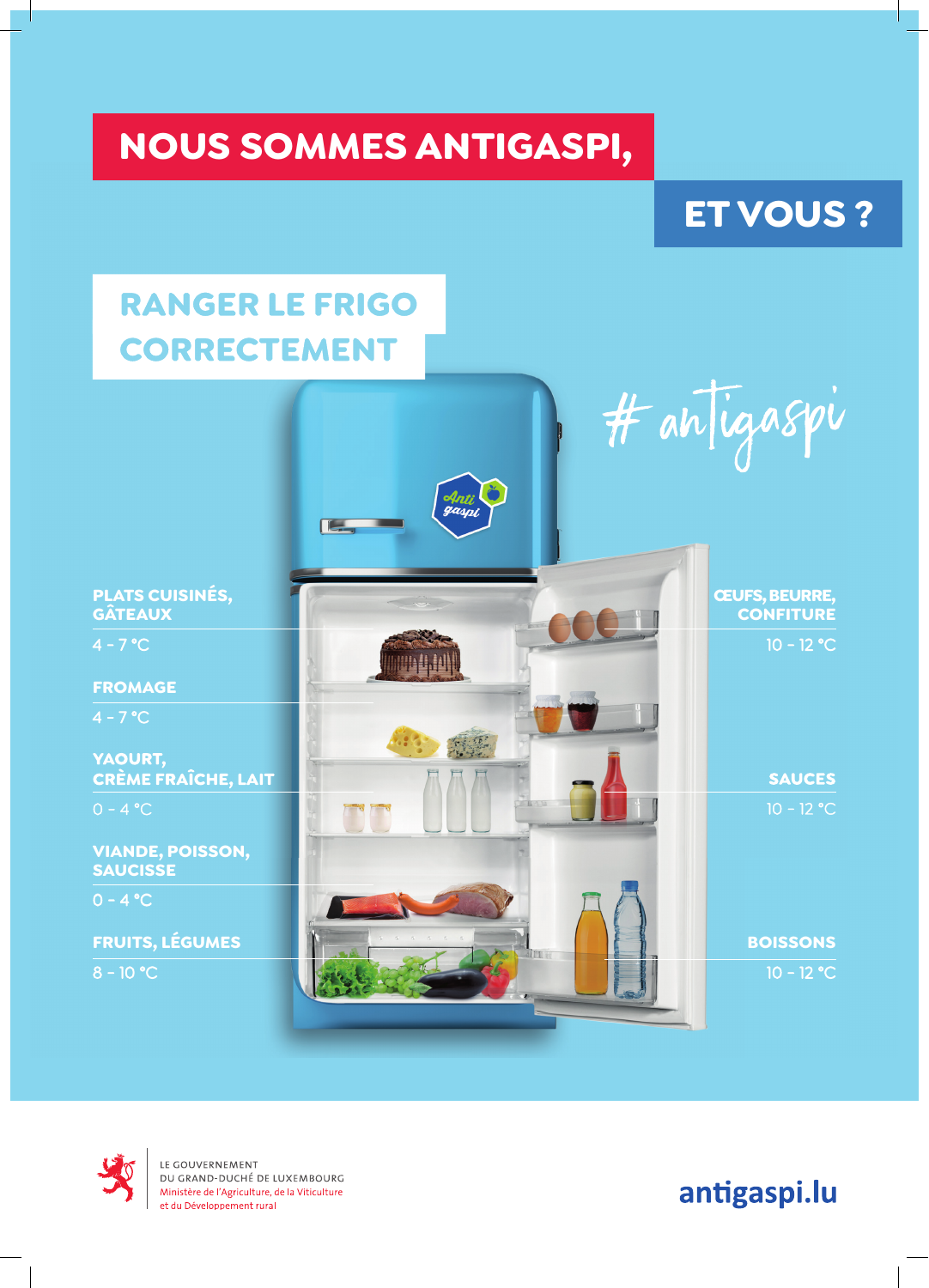# NOUS SOMMES ANTIGASPI,

# ET VOUS ?

## RANGER LE FRIGO CORRECTEMENT

#antigaspi

**PLATS CUISINÉS, GÂTEAUX**
4 - 7 °C

**FROMAGE**
4 - 7 °C

**YAOURT, CRÈME FRAÎCHE, LAIT**
0 - 4 °C

**VIANDE, POISSON, SAUCISSE**
0 - 4 °C

**FRUITS, LÉGUMES**
8 - 10 °C

**ŒUFS, BEURRE, CONFITURE**
10 - 12 °C

**SAUCES**
10 - 12 °C

**BOISSONS**
10 - 12 °C

LE GOUVERNEMENT
DU GRAND-DUCHÉ DE LUXEMBOURG
Ministère de l'Agriculture, de la Viticulture
et du Développement rural

antigaspi.lu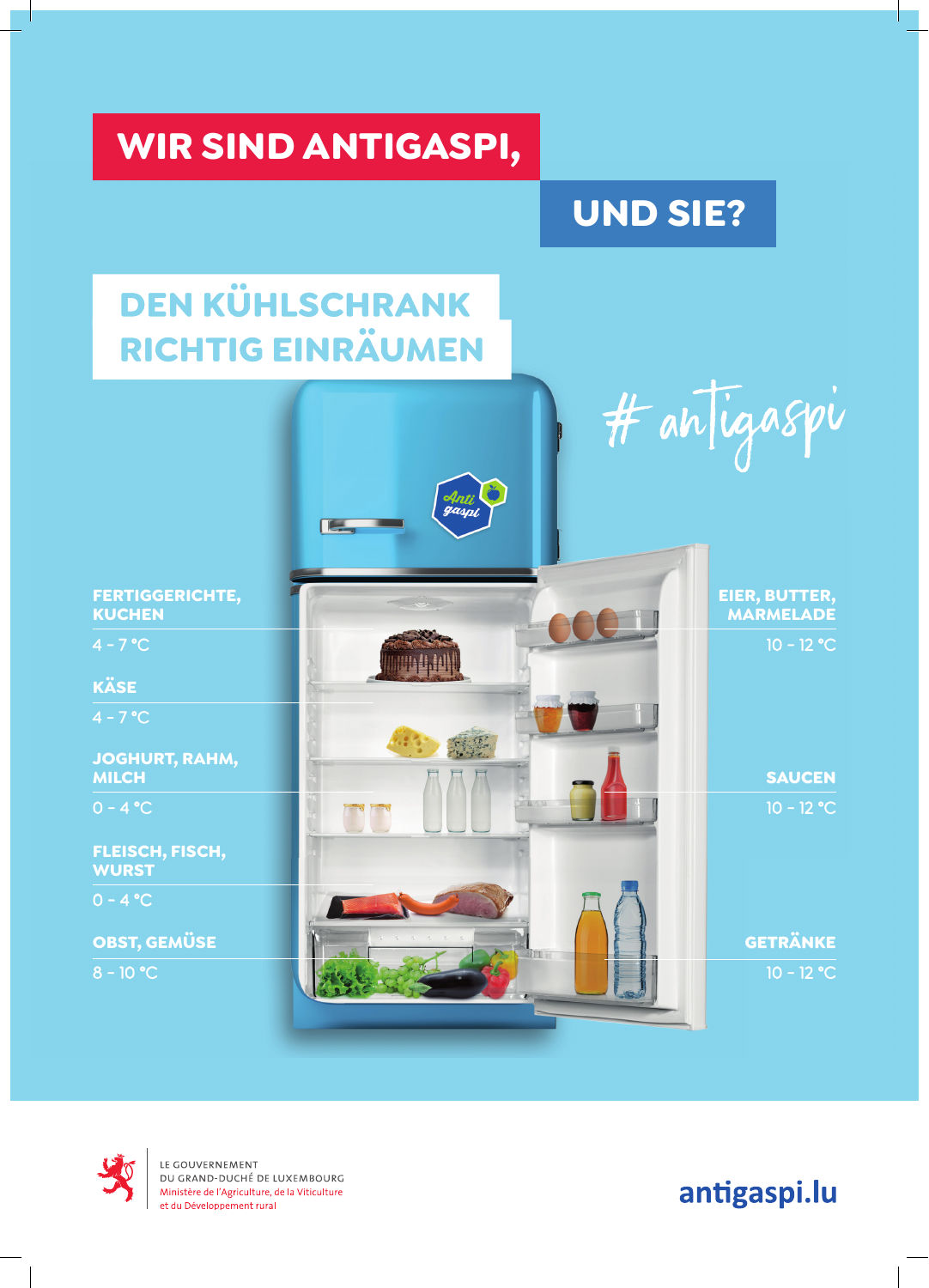# WIR SIND ANTIGASPI,

# UND SIE?

## DEN KÜHLSCHRANK RICHTIG EINRÄUMEN

# antigaspi

**FERTIGGERICHTE, KUCHEN**
4 - 7 °C

**KÄSE**
4 - 7 °C

**JOGHURT, RAHM, MILCH**
0 - 4 °C

**FLEISCH, FISCH, WURST**
0 - 4 °C

**OBST, GEMÜSE**
8 - 10 °C

**EIER, BUTTER, MARMELADE**
10 - 12 °C

**SAUCEN**
10 - 12 °C

**GETRÄNKE**
10 - 12 °C

Anti gaspi

LE GOUVERNEMENT
DU GRAND-DUCHÉ DE LUXEMBOURG
Ministère de l'Agriculture, de la Viticulture
et du Développement rural

antigaspi.lu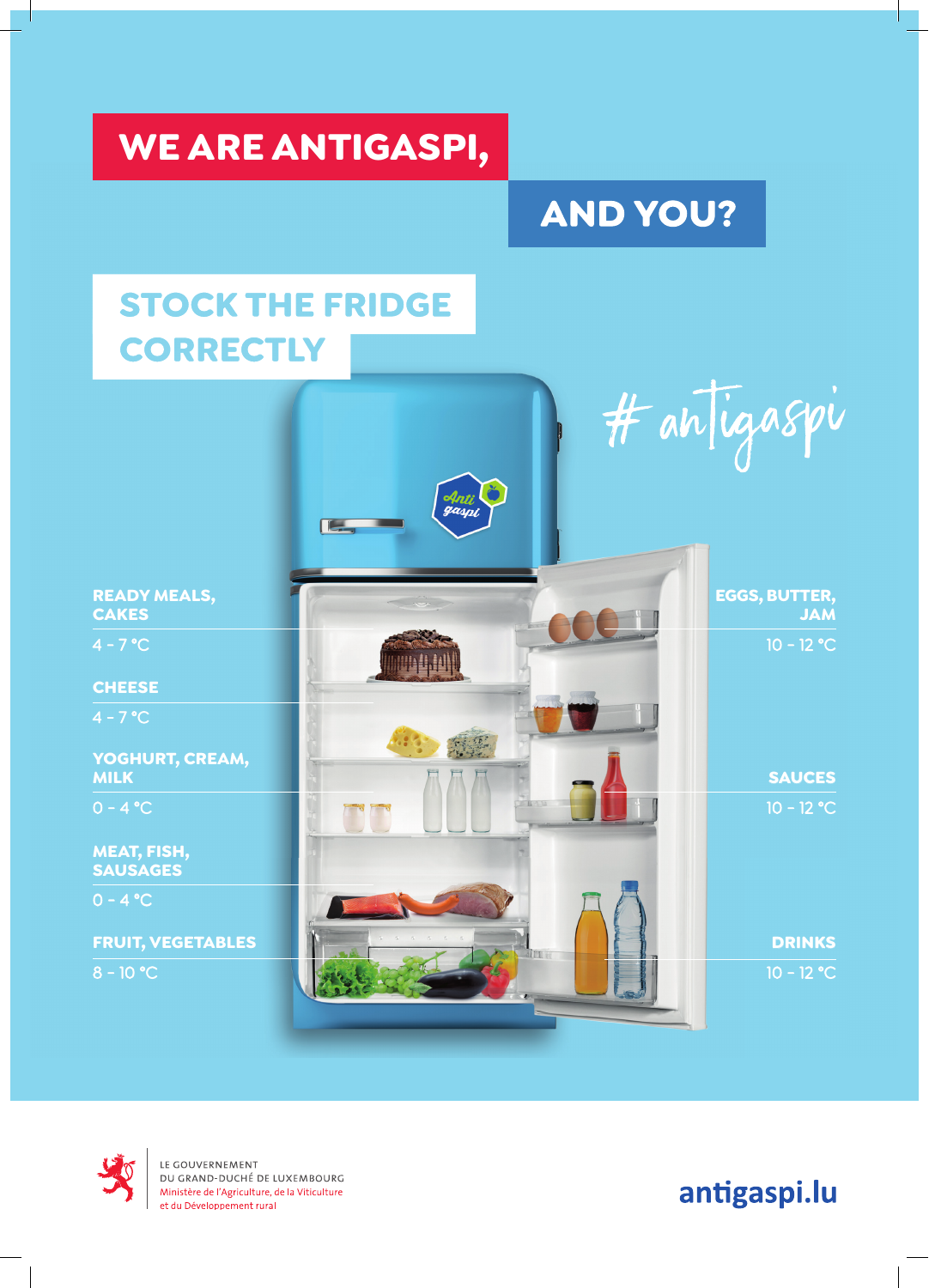# WE ARE ANTIGASPI,

# AND YOU?

## STOCK THE FRIDGE CORRECTLY

# antigaspi

**READY MEALS, CAKES**

4 - 7 °C

**CHEESE**

4 - 7 °C

**YOGHURT, CREAM, MILK**

0 - 4 °C

**MEAT, FISH, SAUSAGES**

0 - 4 °C

**FRUIT, VEGETABLES**

8 - 10 °C

**EGGS, BUTTER, JAM**

10 - 12 °C

**SAUCES**

10 - 12 °C

**DRINKS**

10 - 12 °C

LE GOUVERNEMENT
DU GRAND-DUCHÉ DE LUXEMBOURG
Ministère de l'Agriculture, de la Viticulture
et du Développement rural

antigaspi.lu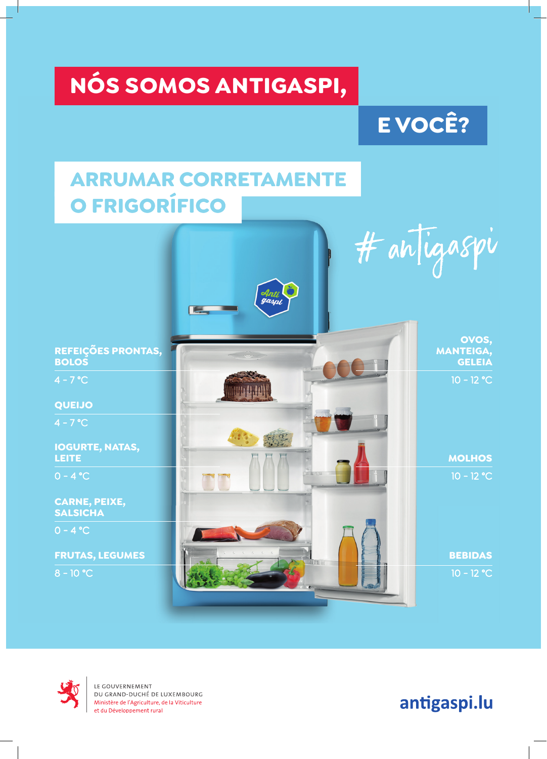# NÓS SOMOS ANTIGASPI,

# E VOCÊ?

## ARRUMAR CORRETAMENTE O FRIGORÍFICO

# antigaspi

Anti gaspi

**REFEIÇÕES PRONTAS, BOLOS**
4 - 7 °C

**QUEIJO**
4 - 7 °C

**IOGURTE, NATAS, LEITE**
0 - 4 °C

**CARNE, PEIXE, SALSICHA**
0 - 4 °C

**FRUTAS, LEGUMES**
8 - 10 °C

**OVOS, MANTEIGA, GELEIA**
10 - 12 °C

**MOLHOS**
10 - 12 °C

**BEBIDAS**
10 - 12 °C

LE GOUVERNEMENT
DU GRAND-DUCHÉ DE LUXEMBOURG
Ministère de l'Agriculture, de la Viticulture
et du Développement rural

antigaspi.lu